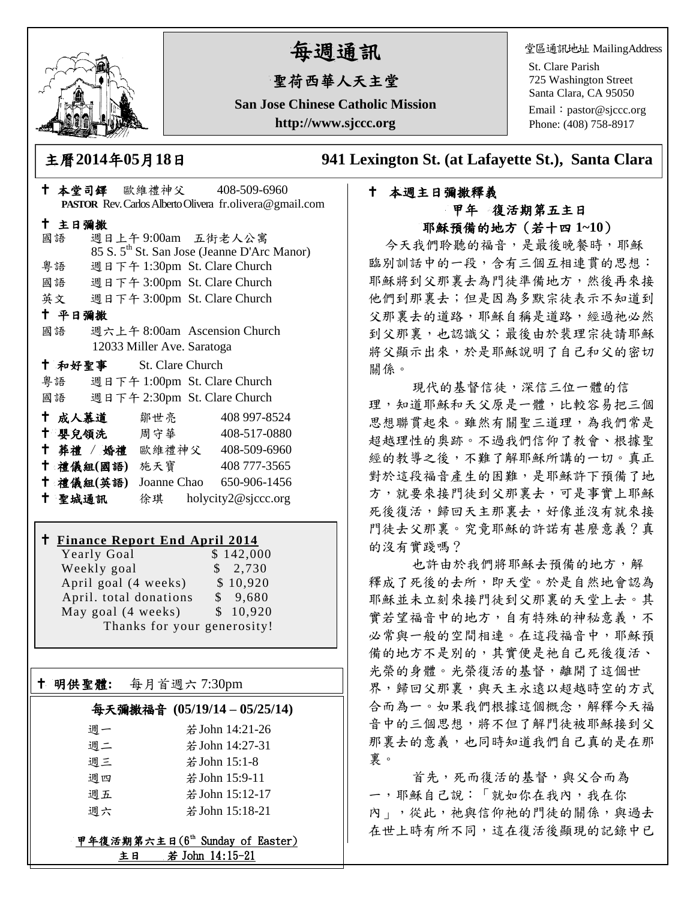# 每週通訊

## 聖荷西華人天主堂

**San Jose Chinese Catholic Mission**

**http://www.sjccc.org**

堂區通訊地址 MailingAddress
St. Clare Parish
725 Washington Street
Santa Clara, CA 95050
Email：pastor@sjccc.org
Phone: (408) 758-8917

**主曆2014年05月18日** **941 Lexington St. (at Lafayette St.), Santa Clara**

✝ **本堂司鐸** 歐維禮神父 408-509-6960
**PASTOR** Rev. Carlos Alberto Olivera fr.olivera@gmail.com

✝ **主日彌撒**
國語 週日上午 9:00am 五街老人公寓
85 S. 5th St. San Jose (Jeanne D'Arc Manor)
粵語 週日下午 1:30pm St. Clare Church
國語 週日下午 3:00pm St. Clare Church
英文 週日下午 3:00pm St. Clare Church

✝ **平日彌撒**
國語 週六上午 8:00am Ascension Church
12033 Miller Ave. Saratoga

✝ **和好聖事** St. Clare Church
粵語 週日下午 1:00pm St. Clare Church
國語 週日下午 2:30pm St. Clare Church

✝ **成人慕道** 鄒世亮 408 997-8524
✝ **嬰兒領洗** 周守華 408-517-0880
✝ **葬禮 / 婚禮** 歐維禮神父 408-509-6960
✝ **禮儀組(國語)** 施天寶 408 777-3565
✝ **禮儀組(英語)** Joanne Chao 650-906-1456
✝ **聖城通訊** 徐琪 holycity2@sjccc.org

✝ **Finance Report End April 2014**

| | |
|---|---|
| Yearly Goal | $ 142,000 |
| Weekly goal | $ 2,730 |
| April goal (4 weeks) | $ 10,920 |
| April. total donations | $ 9,680 |
| May goal (4 weeks) | $ 10,920 |

Thanks for your generosity!

✝ **明供聖體:** 每月首週六 7:30pm

**每天彌撒福音 (05/19/14 – 05/25/14)**

| | |
|---|---|
| 週一 | 若John 14:21-26 |
| 週二 | 若John 14:27-31 |
| 週三 | 若John 15:1-8 |
| 週四 | 若John 15:9-11 |
| 週五 | 若John 15:12-17 |
| 週六 | 若John 15:18-21 |

甲年復活期第六主日(6th Sunday of Easter)
主日 若 John 14:15-21

✝ **本週主日彌撒釋義**

**甲年 復活期第五主日**
**耶穌預備的地方（若十四 1~10）**

今天我們聆聽的福音，是最後晚餐時，耶穌臨別訓話中的一段，含有三個互相連貫的思想：耶穌將到父那裏去為門徒準備地方，然後再來接他們到那裏去；但是因為多默宗徒表示不知道到父那裏去的道路，耶穌自稱是道路，經過祂必然到父那裏，也認識父；最後由於裴理宗徒請耶穌將父顯示出來，於是耶穌說明了自己和父的密切關係。

現代的基督信徒，深信三位一體的信理，知道耶穌和天父原是一體，比較容易把三個思想聯貫起來。雖然有關聖三道理，為我們常是超越理性的奧跡。不過我們信仰了教會、根據聖經的教導之後，不難了解耶穌所講的一切。真正對於這段福音產生的困難，是耶穌許下預備了地方，就要來接門徒到父那裏去，可是事實上耶穌死後復活，歸回天主那裏去，好像並沒有就來接門徒去父那裏。究竟耶穌的許諾有甚麼意義？真的沒有實踐嗎？

也許由於我們將耶穌去預備的地方，解釋成了死後的去所，即天堂。於是自然地會認為耶穌並未立刻來接門徒到父那裏的天堂上去。其實若望福音中的地方，自有特殊的神秘意義，不必常與一般的空間相連。在這段福音中，耶穌預備的地方不是別的，其實便是祂自己死後復活、光榮的身體。光榮復活的基督，離開了這個世界，歸回父那裏，與天主永遠以超越時空的方式合而為一。如果我們根據這個概念，解釋今天福音中的三個思想，將不但了解門徒被耶穌接到父那裏去的意義，也同時知道我們自己真的是在那裏。

首先，死而復活的基督，與父合而為一，耶穌自己說：「就如你在我內，我在你內」，從此，祂與信仰祂的門徒的關係，與過去在世上時有所不同，這在復活後顯現的記錄中已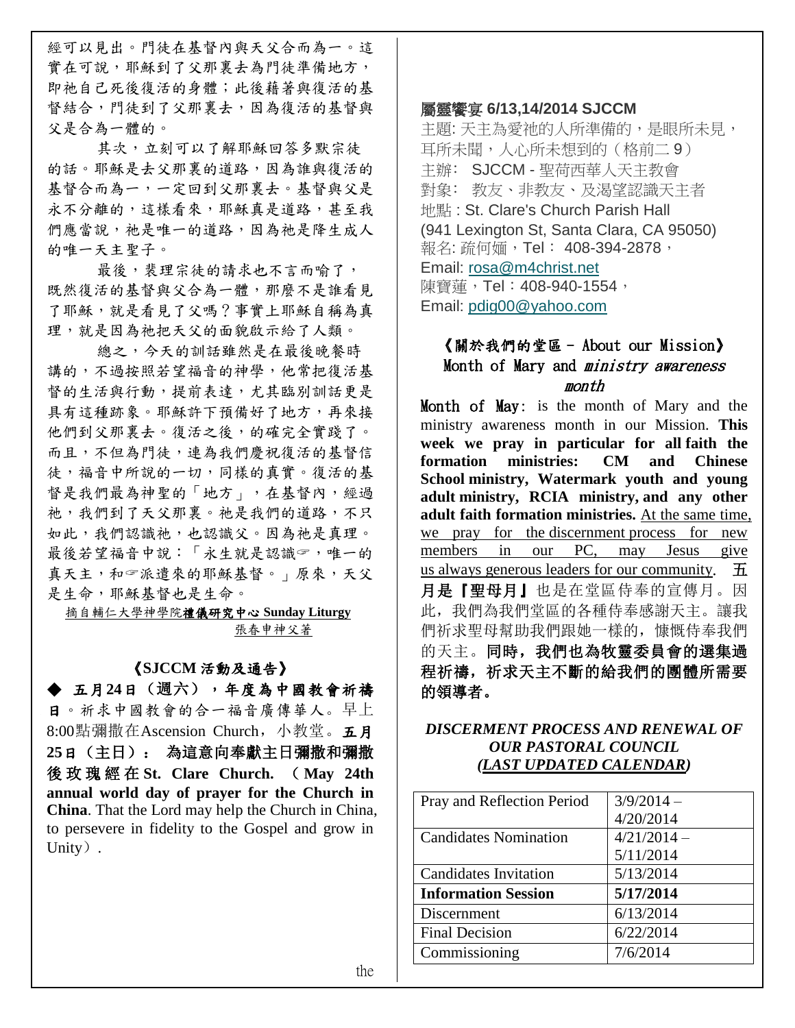經可以見出。門徒在基督內與天父合而為一。這實在可說，耶穌到了父那裏去為門徒準備地方，即祂自己死後復活的身體；此後藉著與復活的基督結合，門徒到了父那裏去，因為復活的基督與父是合為一體的。

其次，立刻可以了解耶穌回答多默宗徒的話。耶穌是去父那裏的道路，因為誰與復活的基督合而為一，一定回到父那裏去。基督與父是永不分離的，這樣看來，耶穌真是道路，甚至我們應當說，祂是唯一的道路，因為祂是降生成人的唯一天主聖子。

最後，斐理宗徒的請求也不言而喻了，既然復活的基督與父合為一體，那麼不是誰看見了耶穌，就是看見了父嗎？事實上耶穌自稱為真理，就是因為祂把天父的面貌啟示給了人類。

總之，今天的訓話雖然是在最後晚餐時講的，不過按照若望福音的神學，他常把復活基督的生活與行動，提前表達，尤其臨別訓話更是具有這種跡象。耶穌許下預備好了地方，再來接他們到父那裏去。復活之後，的確完全實踐了。而且，不但為門徒，連為我們慶祝復活的基督信徒，福音中所說的一切，同樣的真實。復活的基督是我們最為神聖的「地方」，在基督內，經過祂，我們到了天父那裏。祂是我們的道路，不只如此，我們認識祂，也認識父。因為祂是真理。最後若望福音中說：「永生就是認識☞，唯一的真天主，和☞派遣來的耶穌基督。」原來，天父是生命，耶穌基督也是生命。

摘自輔仁大學神學院**禮儀研究中心 Sunday Liturgy** 張春申神父著

## 《SJCCM 活動及通告》

◆ **五月24日（週六），年度為中國教會祈禱日**。祈求中國教會的合一福音廣傳華人。早上8:00點彌撒在Ascension Church，小教堂。**五月25日（主日）： 為這意向奉獻主日彌撒和彌撒後玫瑰經在 St. Clare Church.** （**May 24th annual world day of prayer for the Church in China**. That the Lord may help the Church in China, to persevere in fidelity to the Gospel and grow in Unity）.

the

**屬靈饗宴 6/13,14/2014 SJCCM**

主題: 天主為愛祂的人所準備的，是眼所未見，耳所未聞，人心所未想到的（格前二 9）
主辦： SJCCM - 聖荷西華人天主教會
對象： 教友、非教友、及渴望認識天主者
地點 : St. Clare's Church Parish Hall
(941 Lexington St, Santa Clara, CA 95050)
報名: 疏何媔，Tel： 408-394-2878，
Email: rosa@m4christ.net
陳寶蓮，Tel：408-940-1554，
Email: pdig00@yahoo.com

## 《關於我們的堂區 – About our Mission》 Month of Mary and *ministry awareness month*

**Month of May**: is the month of Mary and the ministry awareness month in our Mission. **This week we pray in particular for all faith the formation ministries: CM and Chinese School ministry, Watermark youth and young adult ministry, RCIA ministry, and any other adult faith formation ministries.** At the same time, we pray for the discernment process for new members in our PC, may Jesus give us always generous leaders for our community. **五月是『聖母月』**也是在堂區侍奉的宣傳月。因此，我們為我們堂區的各種侍奉感謝天主。讓我們祈求聖母幫助我們跟她一樣的，慷慨侍奉我們的天主。**同時，我們也為牧靈委員會的選集過程祈禱，祈求天主不斷的給我們的團體所需要的領導者。**

***DISCERMENT PROCESS AND RENEWAL OF OUR PASTORAL COUNCIL (LAST UPDATED CALENDAR)***

| | |
|---|---|
| Pray and Reflection Period | 3/9/2014 – 4/20/2014 |
| Candidates Nomination | 4/21/2014 – 5/11/2014 |
| Candidates Invitation | 5/13/2014 |
| **Information Session** | **5/17/2014** |
| Discernment | 6/13/2014 |
| Final Decision | 6/22/2014 |
| Commissioning | 7/6/2014 |